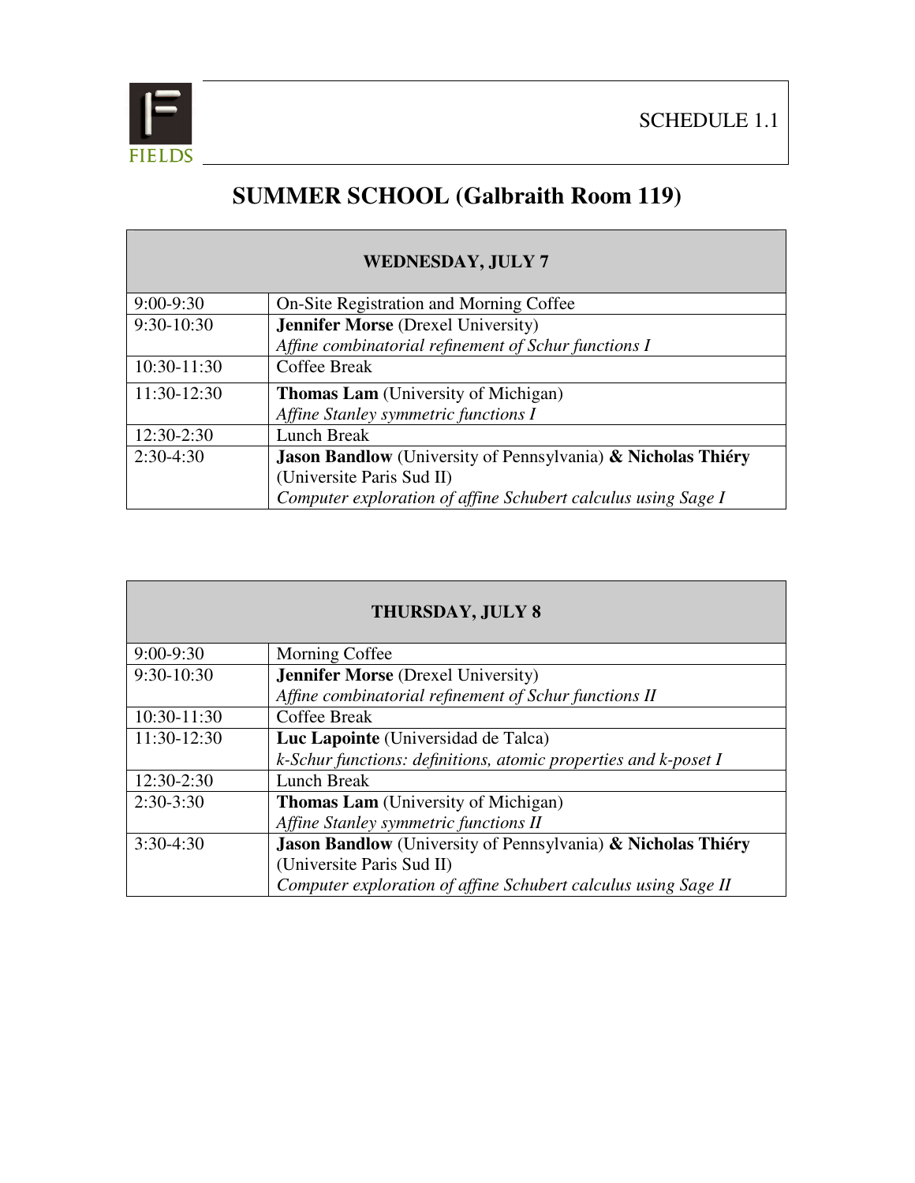SCHEDULE 1.1

# SUMMER SCHOOL (Galbraith Room 119)

| WEDNESDAY, JULY 7 | |
|---|---|
| 9:00-9:30 | On-Site Registration and Morning Coffee |
| 9:30-10:30 | **Jennifer Morse** (Drexel University)<br>*Affine combinatorial refinement of Schur functions I* |
| 10:30-11:30 | Coffee Break |
| 11:30-12:30 | **Thomas Lam** (University of Michigan)<br>*Affine Stanley symmetric functions I* |
| 12:30-2:30 | Lunch Break |
| 2:30-4:30 | **Jason Bandlow** (University of Pennsylvania) **& Nicholas Thiéry** (Universite Paris Sud II)<br>*Computer exploration of affine Schubert calculus using Sage I* |

| THURSDAY, JULY 8 | |
|---|---|
| 9:00-9:30 | Morning Coffee |
| 9:30-10:30 | **Jennifer Morse** (Drexel University)<br>*Affine combinatorial refinement of Schur functions II* |
| 10:30-11:30 | Coffee Break |
| 11:30-12:30 | **Luc Lapointe** (Universidad de Talca)<br>*k-Schur functions: definitions, atomic properties and k-poset I* |
| 12:30-2:30 | Lunch Break |
| 2:30-3:30 | **Thomas Lam** (University of Michigan)<br>*Affine Stanley symmetric functions II* |
| 3:30-4:30 | **Jason Bandlow** (University of Pennsylvania) **& Nicholas Thiéry** (Universite Paris Sud II)<br>*Computer exploration of affine Schubert calculus using Sage II* |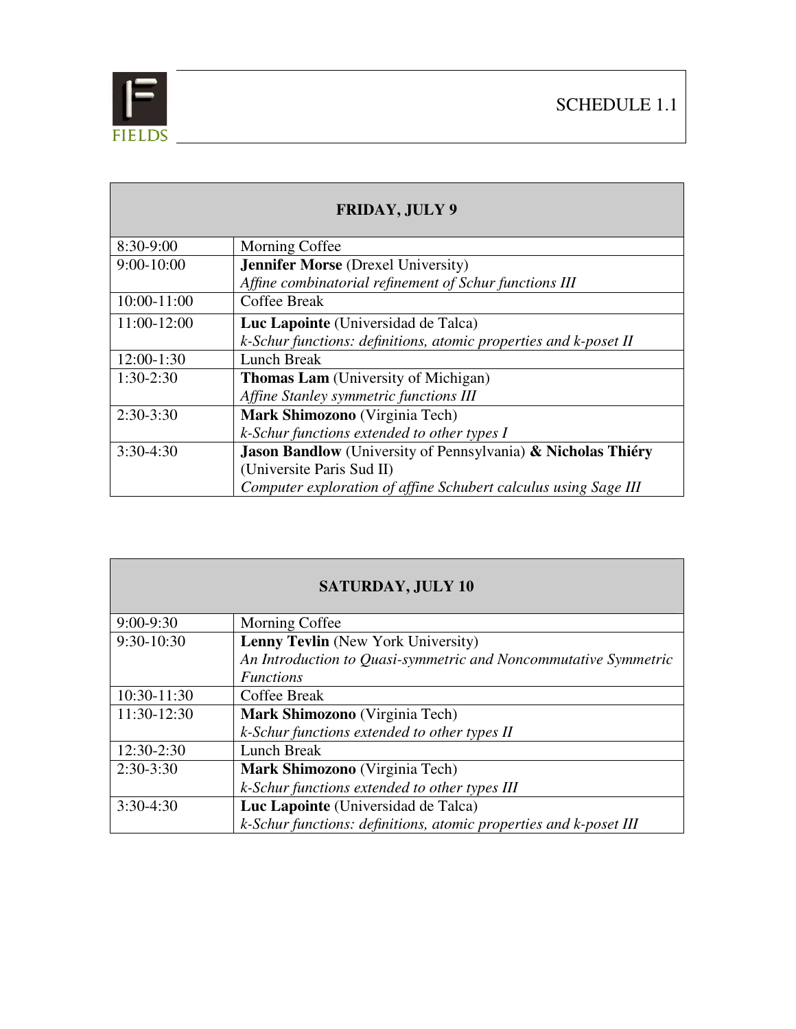SCHEDULE 1.1

| FRIDAY, JULY 9 | |
|---|---|
| 8:30-9:00 | Morning Coffee |
| 9:00-10:00 | **Jennifer Morse** (Drexel University)<br>*Affine combinatorial refinement of Schur functions III* |
| 10:00-11:00 | Coffee Break |
| 11:00-12:00 | **Luc Lapointe** (Universidad de Talca)<br>*k-Schur functions: definitions, atomic properties and k-poset II* |
| 12:00-1:30 | Lunch Break |
| 1:30-2:30 | **Thomas Lam** (University of Michigan)<br>*Affine Stanley symmetric functions III* |
| 2:30-3:30 | **Mark Shimozono** (Virginia Tech)<br>*k-Schur functions extended to other types I* |
| 3:30-4:30 | **Jason Bandlow** (University of Pennsylvania) **& Nicholas Thiéry** (Universite Paris Sud II)<br>*Computer exploration of affine Schubert calculus using Sage III* |

| SATURDAY, JULY 10 | |
|---|---|
| 9:00-9:30 | Morning Coffee |
| 9:30-10:30 | **Lenny Tevlin** (New York University)<br>*An Introduction to Quasi-symmetric and Noncommutative Symmetric Functions* |
| 10:30-11:30 | Coffee Break |
| 11:30-12:30 | **Mark Shimozono** (Virginia Tech)<br>*k-Schur functions extended to other types II* |
| 12:30-2:30 | Lunch Break |
| 2:30-3:30 | **Mark Shimozono** (Virginia Tech)<br>*k-Schur functions extended to other types III* |
| 3:30-4:30 | **Luc Lapointe** (Universidad de Talca)<br>*k-Schur functions: definitions, atomic properties and k-poset III* |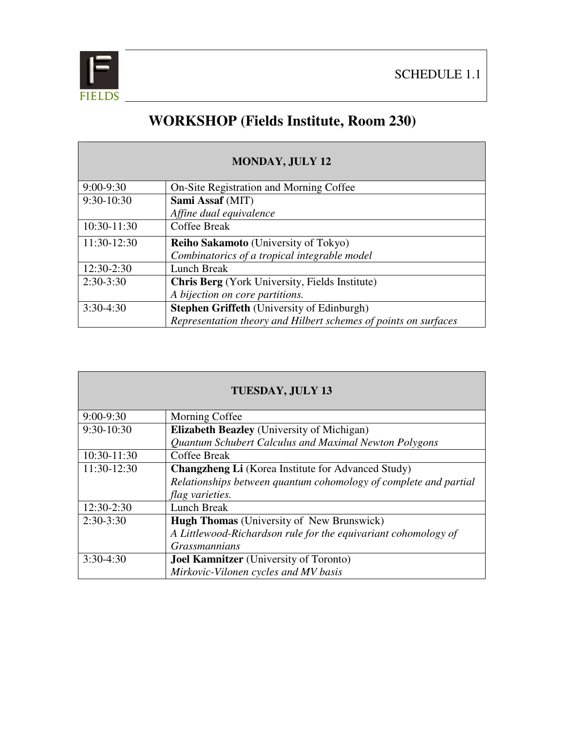SCHEDULE 1.1

# WORKSHOP (Fields Institute, Room 230)

| MONDAY, JULY 12 | |
|---|---|
| 9:00-9:30 | On-Site Registration and Morning Coffee |
| 9:30-10:30 | **Sami Assaf** (MIT)<br>*Affine dual equivalence* |
| 10:30-11:30 | Coffee Break |
| 11:30-12:30 | **Reiho Sakamoto** (University of Tokyo)<br>*Combinatorics of a tropical integrable model* |
| 12:30-2:30 | Lunch Break |
| 2:30-3:30 | **Chris Berg** (York University, Fields Institute)<br>*A bijection on core partitions.* |
| 3:30-4:30 | **Stephen Griffeth** (University of Edinburgh)<br>*Representation theory and Hilbert schemes of points on surfaces* |

| TUESDAY, JULY 13 | |
|---|---|
| 9:00-9:30 | Morning Coffee |
| 9:30-10:30 | **Elizabeth Beazley** (University of Michigan)<br>*Quantum Schubert Calculus and Maximal Newton Polygons* |
| 10:30-11:30 | Coffee Break |
| 11:30-12:30 | **Changzheng Li** (Korea Institute for Advanced Study)<br>*Relationships between quantum cohomology of complete and partial flag varieties.* |
| 12:30-2:30 | Lunch Break |
| 2:30-3:30 | **Hugh Thomas** (University of New Brunswick)<br>*A Littlewood-Richardson rule for the equivariant cohomology of Grassmannians* |
| 3:30-4:30 | **Joel Kamnitzer** (University of Toronto)<br>*Mirkovic-Vilonen cycles and MV basis* |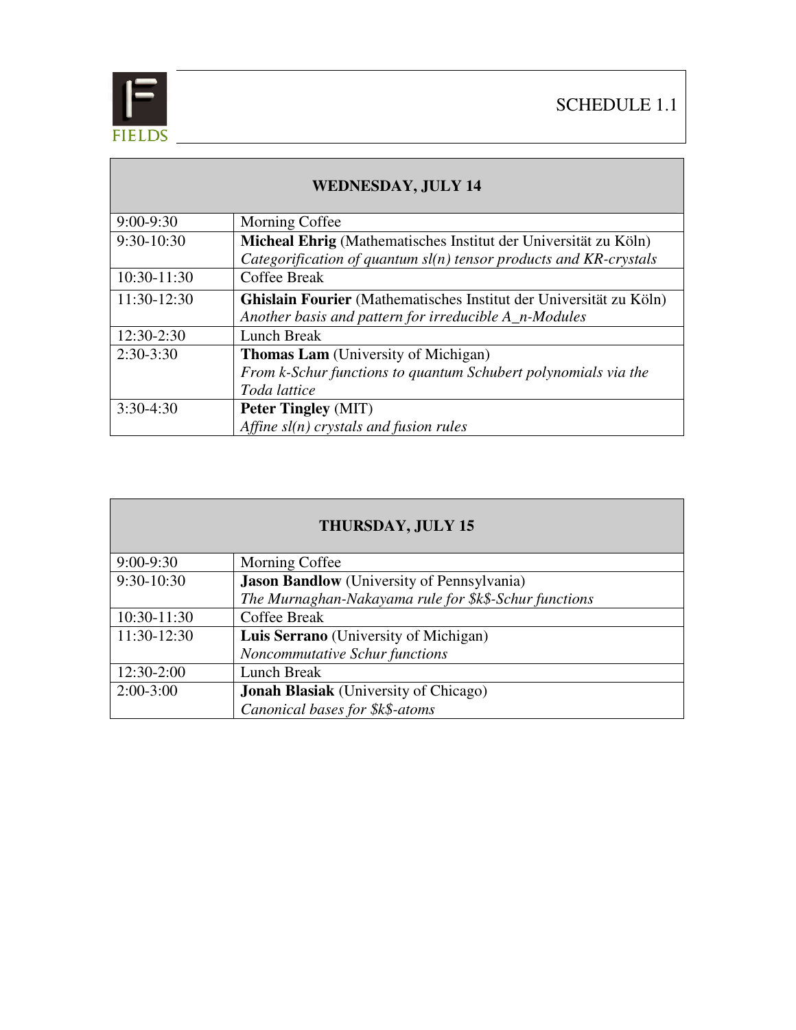FIELDS

SCHEDULE 1.1

| WEDNESDAY, JULY 14 | |
|---|---|
| 9:00-9:30 | Morning Coffee |
| 9:30-10:30 | **Micheal Ehrig** (Mathematisches Institut der Universität zu Köln)<br>*Categorification of quantum sl(n) tensor products and KR-crystals* |
| 10:30-11:30 | Coffee Break |
| 11:30-12:30 | **Ghislain Fourier** (Mathematisches Institut der Universität zu Köln)<br>*Another basis and pattern for irreducible A_n-Modules* |
| 12:30-2:30 | Lunch Break |
| 2:30-3:30 | **Thomas Lam** (University of Michigan)<br>*From k-Schur functions to quantum Schubert polynomials via the Toda lattice* |
| 3:30-4:30 | **Peter Tingley** (MIT)<br>*Affine sl(n) crystals and fusion rules* |

| THURSDAY, JULY 15 | |
|---|---|
| 9:00-9:30 | Morning Coffee |
| 9:30-10:30 | **Jason Bandlow** (University of Pennsylvania)<br>*The Murnaghan-Nakayama rule for $k$-Schur functions* |
| 10:30-11:30 | Coffee Break |
| 11:30-12:30 | **Luis Serrano** (University of Michigan)<br>*Noncommutative Schur functions* |
| 12:30-2:00 | Lunch Break |
| 2:00-3:00 | **Jonah Blasiak** (University of Chicago)<br>*Canonical bases for $k$-atoms* |